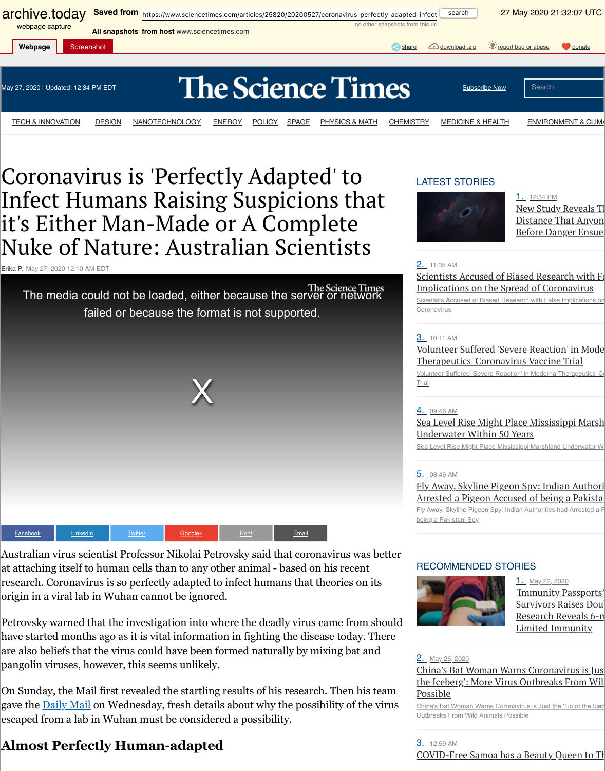# Coronavirus is 'Perfectly Adapted' to Infect Humans Raising Suspicions that it's Either Man-Made or A Complete Nuke of Nature: Australian Scientists

Erika P. May 27, 2020 12:10 AM EDT

Australian virus scientist Professor Nikolai Petrovsky said that coronavirus was better at attaching itself to human cells than to any other animal - based on his recent research. Coronavirus is so perfectly adapted to infect humans that theories on its origin in a viral lab in Wuhan cannot be ignored.

Petrovsky warned that the investigation into where the deadly virus came from should have started months ago as it is vital information in fighting the disease today. There are also beliefs that the virus could have been formed naturally by mixing bat and pangolin viruses, however, this seems unlikely.

On Sunday, the Mail first revealed the startling results of his research. Then his team gave the Daily Mail on Wednesday, fresh details about why the possibility of the virus escaped from a lab in Wuhan must be considered a possibility.

## Almost Perfectly Human-adapted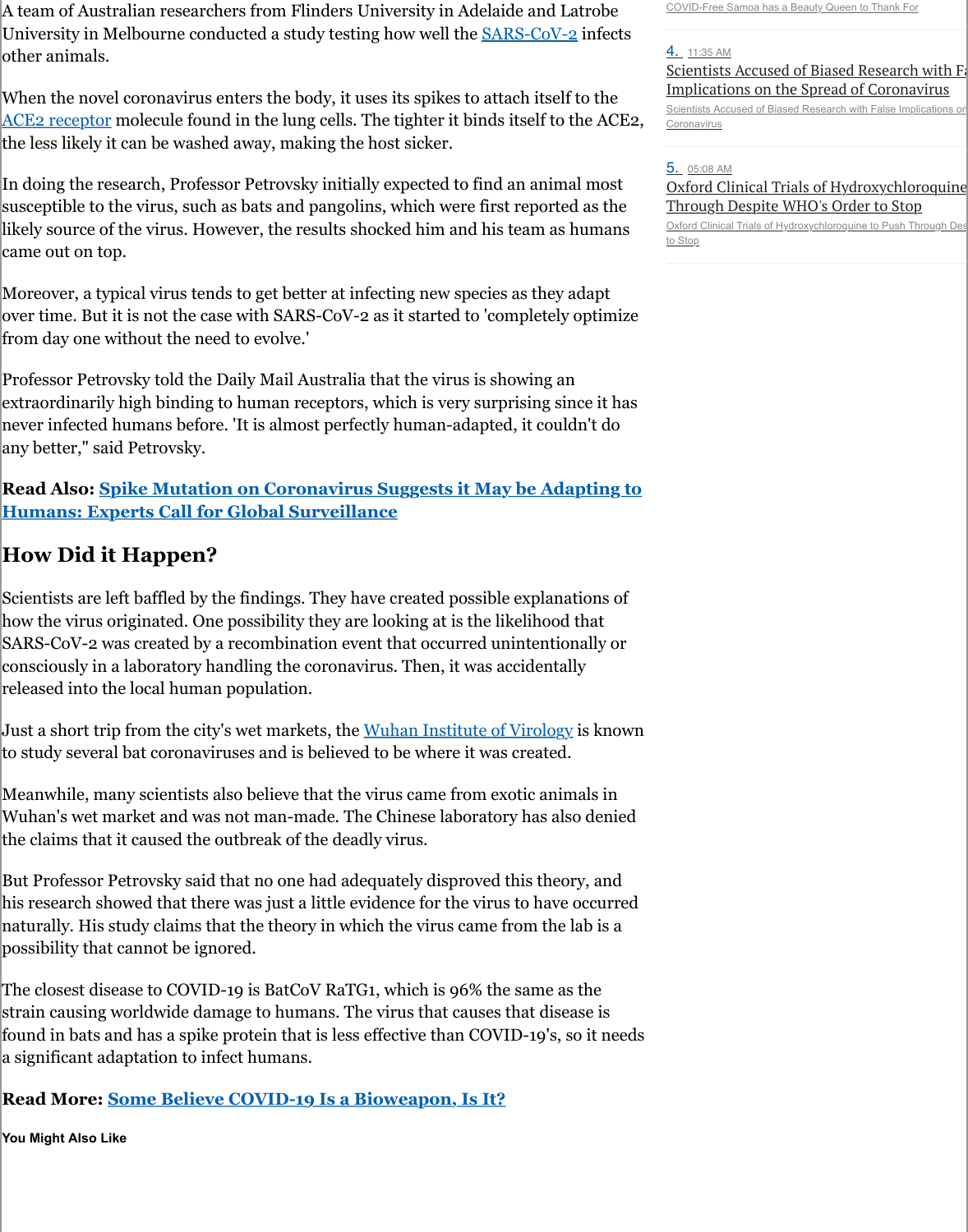A team of Australian researchers from Flinders University in Adelaide and Latrobe University in Melbourne conducted a study testing how well the SARS-CoV-2 infects other animals.

When the novel coronavirus enters the body, it uses its spikes to attach itself to the ACE2 receptor molecule found in the lung cells. The tighter it binds itself to the ACE2, the less likely it can be washed away, making the host sicker.

In doing the research, Professor Petrovsky initially expected to find an animal most susceptible to the virus, such as bats and pangolins, which were first reported as the likely source of the virus. However, the results shocked him and his team as humans came out on top.

Moreover, a typical virus tends to get better at infecting new species as they adapt over time. But it is not the case with SARS-CoV-2 as it started to 'completely optimize from day one without the need to evolve.'

Professor Petrovsky told the Daily Mail Australia that the virus is showing an extraordinarily high binding to human receptors, which is very surprising since it has never infected humans before. 'It is almost perfectly human-adapted, it couldn't do any better," said Petrovsky.

**Read Also: Spike Mutation on Coronavirus Suggests it May be Adapting to Humans: Experts Call for Global Surveillance**

## How Did it Happen?

Scientists are left baffled by the findings. They have created possible explanations of how the virus originated. One possibility they are looking at is the likelihood that SARS-CoV-2 was created by a recombination event that occurred unintentionally or consciously in a laboratory handling the coronavirus. Then, it was accidentally released into the local human population.

Just a short trip from the city's wet markets, the Wuhan Institute of Virology is known to study several bat coronaviruses and is believed to be where it was created.

Meanwhile, many scientists also believe that the virus came from exotic animals in Wuhan's wet market and was not man-made. The Chinese laboratory has also denied the claims that it caused the outbreak of the deadly virus.

But Professor Petrovsky said that no one had adequately disproved this theory, and his research showed that there was just a little evidence for the virus to have occurred naturally. His study claims that the theory in which the virus came from the lab is a possibility that cannot be ignored.

The closest disease to COVID-19 is BatCoV RaTG1, which is 96% the same as the strain causing worldwide damage to humans. The virus that causes that disease is found in bats and has a spike protein that is less effective than COVID-19's, so it needs a significant adaptation to infect humans.

**Read More: Some Believe COVID-19 Is a Bioweapon, Is It?**

**You Might Also Like**

COVID-Free Samoa has a Beauty Queen to Thank For

4. 11:35 AM
Scientists Accused of Biased Research with False Implications on the Spread of Coronavirus

5. 05:08 AM
Oxford Clinical Trials of Hydroxychloroquine to Push Through Despite WHO's Order to Stop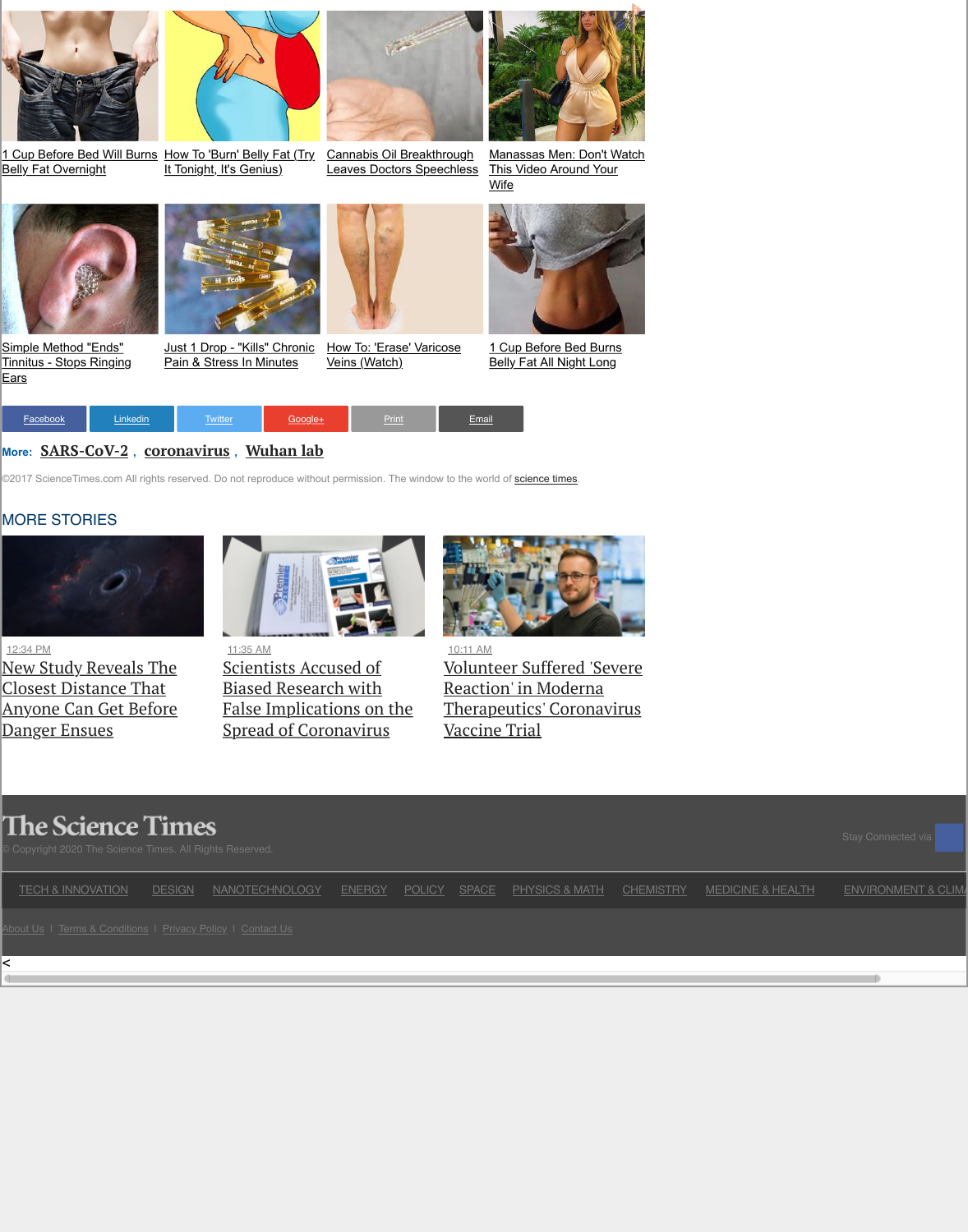1 Cup Before Bed Will Burns Belly Fat Overnight

How To 'Burn' Belly Fat (Try It Tonight, It's Genius)

Cannabis Oil Breakthrough Leaves Doctors Speechless

Manassas Men: Don't Watch This Video Around Your Wife

Simple Method "Ends" Tinnitus - Stops Ringing Ears

Just 1 Drop - "Kills" Chronic Pain & Stress In Minutes

How To: 'Erase' Varicose Veins (Watch)

1 Cup Before Bed Burns Belly Fat All Night Long

Facebook | Linkedin | Twitter | Google+ | Print | Email

**More:** SARS-CoV-2 , coronavirus , Wuhan lab

©2017 ScienceTimes.com All rights reserved. Do not reproduce without permission. The window to the world of science times.

## MORE STORIES

12:34 PM
New Study Reveals The Closest Distance That Anyone Can Get Before Danger Ensues

11:35 AM
Scientists Accused of Biased Research with False Implications on the Spread of Coronavirus

10:11 AM
Volunteer Suffered 'Severe Reaction' in Moderna Therapeutics' Coronavirus Vaccine Trial

The Science Times

© Copyright 2020 The Science Times. All Rights Reserved.

Stay Connected via

TECH & INNOVATION | DESIGN | NANOTECHNOLOGY | ENERGY | POLICY | SPACE | PHYSICS & MATH | CHEMISTRY | MEDICINE & HEALTH | ENVIRONMENT & CLIMA

About Us | Terms & Conditions | Privacy Policy | Contact Us